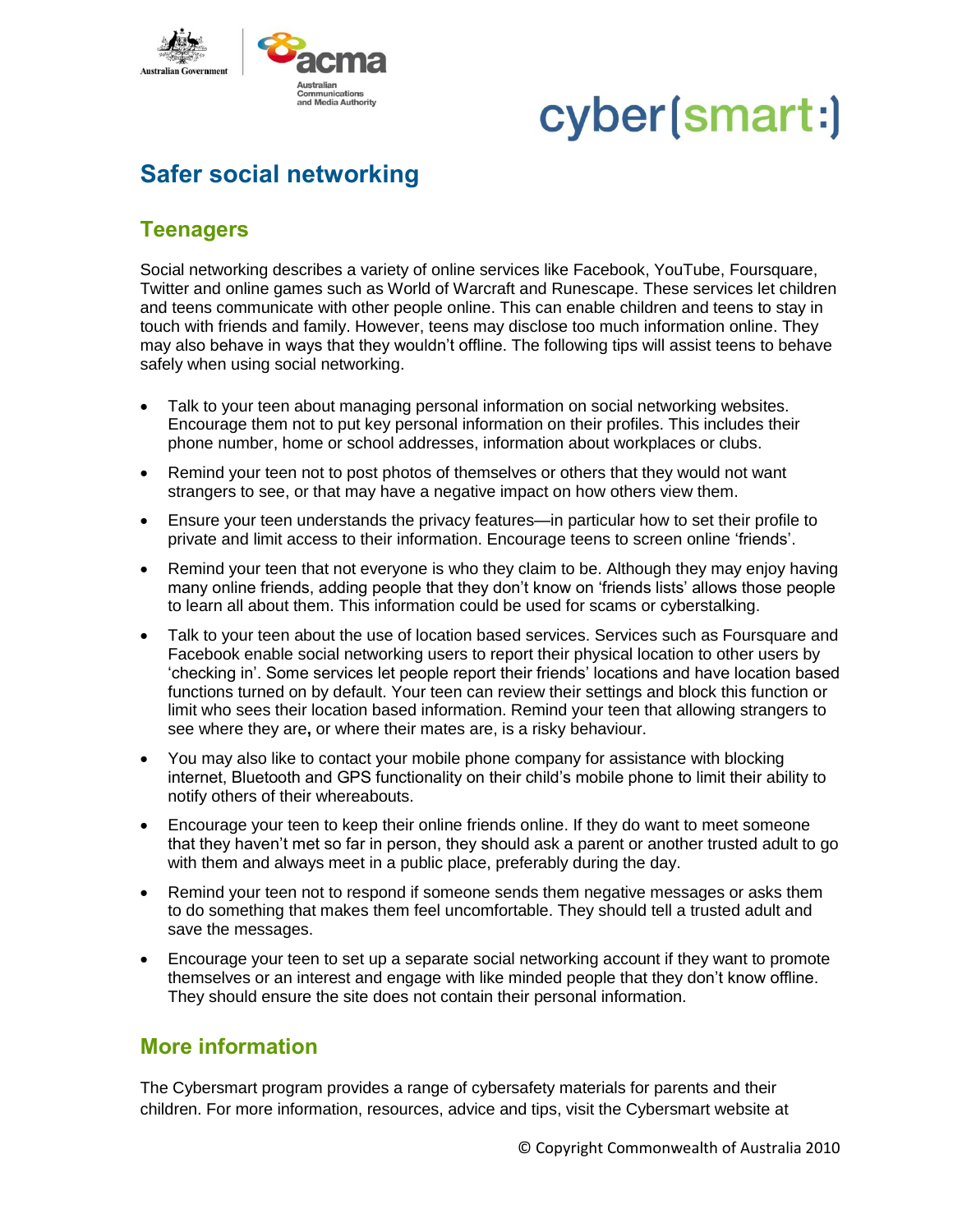cyber(smart:)

# Safer social networking

## Teenagers

Social networking describes a variety of online services like Facebook, YouTube, Foursquare, Twitter and online games such as World of Warcraft and Runescape. These services let children and teens communicate with other people online. This can enable children and teens to stay in touch with friends and family. However, teens may disclose too much information online. They may also behave in ways that they wouldn't offline. The following tips will assist teens to behave safely when using social networking.

- Talk to your teen about managing personal information on social networking websites. Encourage them not to put key personal information on their profiles. This includes their phone number, home or school addresses, information about workplaces or clubs.
- Remind your teen not to post photos of themselves or others that they would not want strangers to see, or that may have a negative impact on how others view them.
- Ensure your teen understands the privacy features—in particular how to set their profile to private and limit access to their information. Encourage teens to screen online 'friends'.
- Remind your teen that not everyone is who they claim to be. Although they may enjoy having many online friends, adding people that they don't know on 'friends lists' allows those people to learn all about them. This information could be used for scams or cyberstalking.
- Talk to your teen about the use of location based services. Services such as Foursquare and Facebook enable social networking users to report their physical location to other users by 'checking in'. Some services let people report their friends' locations and have location based functions turned on by default. Your teen can review their settings and block this function or limit who sees their location based information. Remind your teen that allowing strangers to see where they are**,** or where their mates are, is a risky behaviour.
- You may also like to contact your mobile phone company for assistance with blocking internet, Bluetooth and GPS functionality on their child's mobile phone to limit their ability to notify others of their whereabouts.
- Encourage your teen to keep their online friends online. If they do want to meet someone that they haven't met so far in person, they should ask a parent or another trusted adult to go with them and always meet in a public place, preferably during the day.
- Remind your teen not to respond if someone sends them negative messages or asks them to do something that makes them feel uncomfortable. They should tell a trusted adult and save the messages.
- Encourage your teen to set up a separate social networking account if they want to promote themselves or an interest and engage with like minded people that they don't know offline. They should ensure the site does not contain their personal information.

## More information

The Cybersmart program provides a range of cybersafety materials for parents and their children. For more information, resources, advice and tips, visit the Cybersmart website at

© Copyright Commonwealth of Australia 2010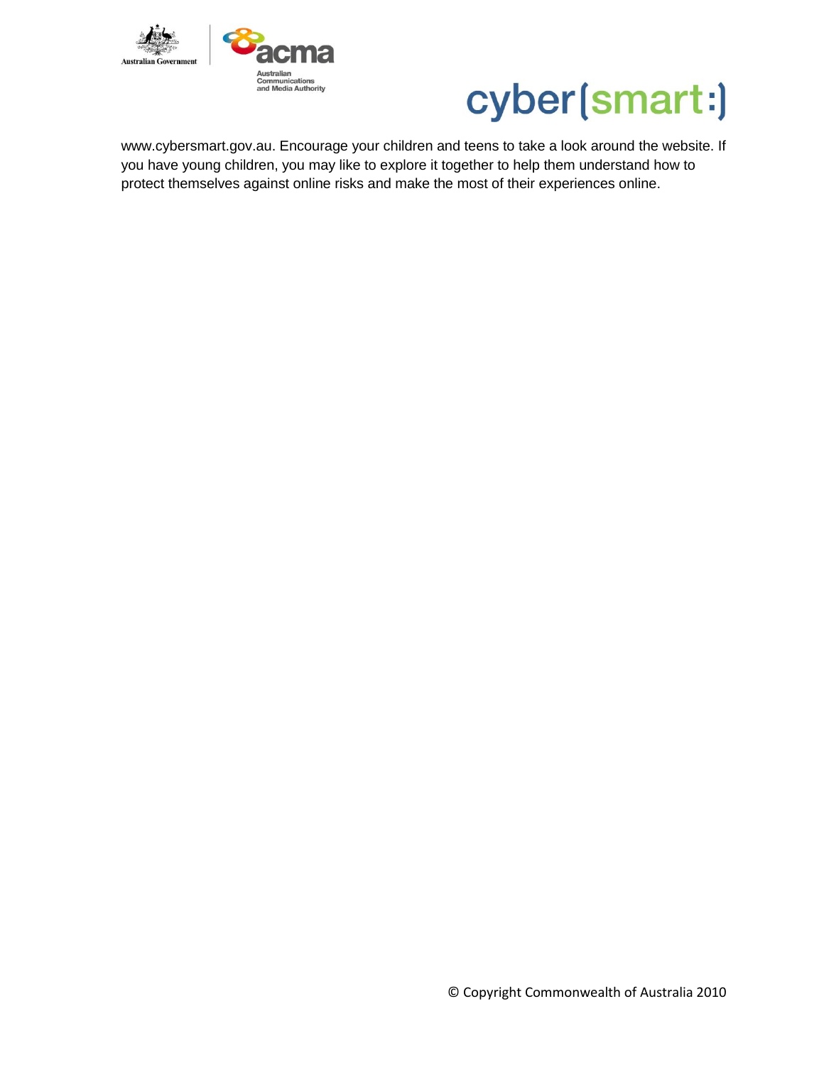www.cybersmart.gov.au. Encourage your children and teens to take a look around the website. If you have young children, you may like to explore it together to help them understand how to protect themselves against online risks and make the most of their experiences online.

© Copyright Commonwealth of Australia 2010